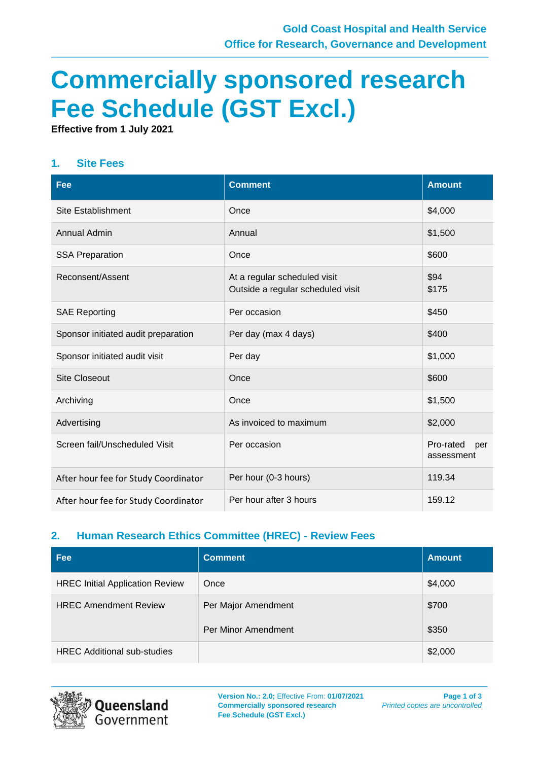# Commercially sponsored research Fee Schedule (GST Excl.)

**Effective from 1 July 2021**

## 1. Site Fees

| Fee | Comment | Amount |
|---|---|---|
| Site Establishment | Once | $4,000 |
| Annual Admin | Annual | $1,500 |
| SSA Preparation | Once | $600 |
| Reconsent/Assent | At a regular scheduled visit<br>Outside a regular scheduled visit | $94<br>$175 |
| SAE Reporting | Per occasion | $450 |
| Sponsor initiated audit preparation | Per day (max 4 days) | $400 |
| Sponsor initiated audit visit | Per day | $1,000 |
| Site Closeout | Once | $600 |
| Archiving | Once | $1,500 |
| Advertising | As invoiced to maximum | $2,000 |
| Screen fail/Unscheduled Visit | Per occasion | Pro-rated per assessment |
| After hour fee for Study Coordinator | Per hour (0-3 hours) | 119.34 |
| After hour fee for Study Coordinator | Per hour after 3 hours | 159.12 |

## 2. Human Research Ethics Committee (HREC) - Review Fees

| Fee | Comment | Amount |
|---|---|---|
| HREC Initial Application Review | Once | $4,000 |
| HREC Amendment Review | Per Major Amendment<br>Per Minor Amendment | $700<br>$350 |
| HREC Additional sub-studies | | $2,000 |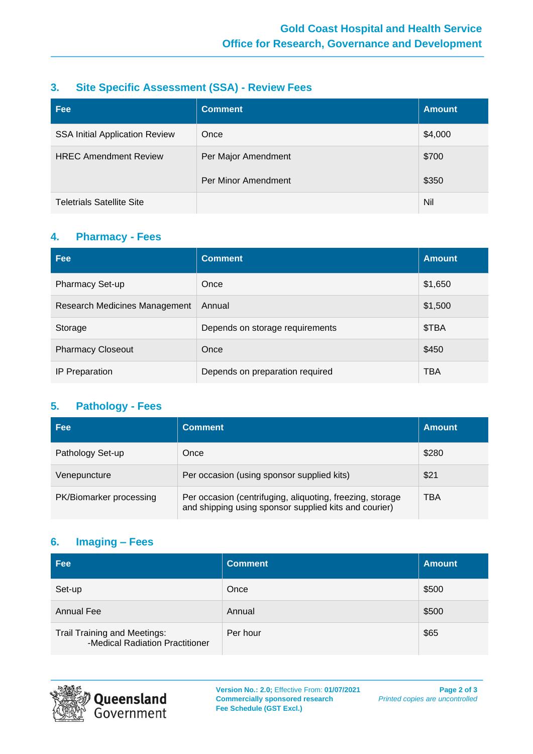## 3. Site Specific Assessment (SSA) - Review Fees

| Fee | Comment | Amount |
|---|---|---|
| SSA Initial Application Review | Once | $4,000 |
| HREC Amendment Review | Per Major Amendment | $700 |
| | Per Minor Amendment | $350 |
| Teletrials Satellite Site | | Nil |

## 4. Pharmacy - Fees

| Fee | Comment | Amount |
|---|---|---|
| Pharmacy Set-up | Once | $1,650 |
| Research Medicines Management | Annual | $1,500 |
| Storage | Depends on storage requirements | $TBA |
| Pharmacy Closeout | Once | $450 |
| IP Preparation | Depends on preparation required | TBA |

## 5. Pathology - Fees

| Fee | Comment | Amount |
|---|---|---|
| Pathology Set-up | Once | $280 |
| Venepuncture | Per occasion (using sponsor supplied kits) | $21 |
| PK/Biomarker processing | Per occasion (centrifuging, aliquoting, freezing, storage and shipping using sponsor supplied kits and courier) | TBA |

## 6. Imaging – Fees

| Fee | Comment | Amount |
|---|---|---|
| Set-up | Once | $500 |
| Annual Fee | Annual | $500 |
| Trail Training and Meetings: -Medical Radiation Practitioner | Per hour | $65 |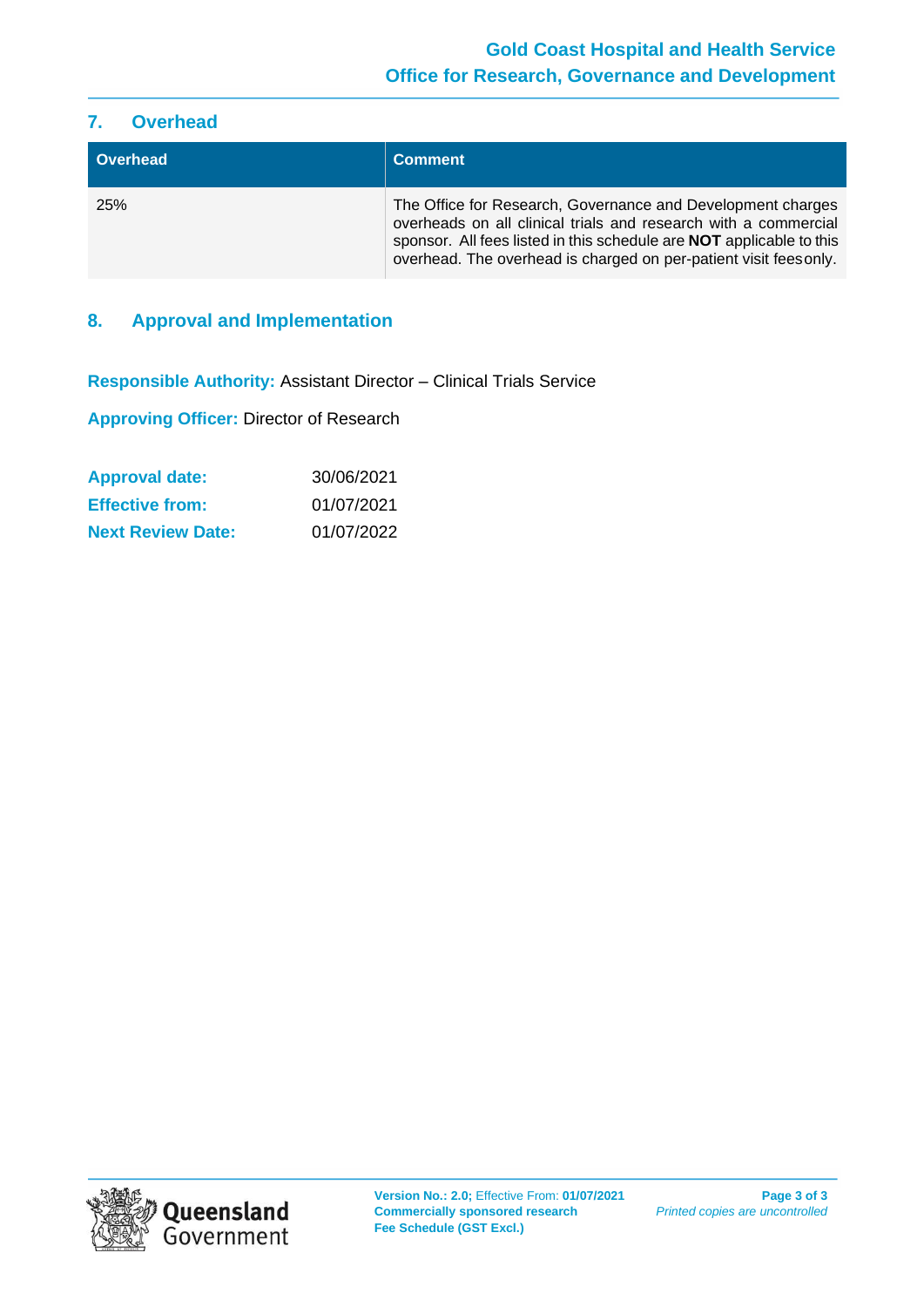## 7. Overhead

| Overhead | Comment |
|---|---|
| 25% | The Office for Research, Governance and Development charges overheads on all clinical trials and research with a commercial sponsor. All fees listed in this schedule are **NOT** applicable to this overhead. The overhead is charged on per-patient visit fees only. |

## 8. Approval and Implementation

**Responsible Authority:** Assistant Director – Clinical Trials Service

**Approving Officer:** Director of Research

| | |
|---|---|
| **Approval date:** | 30/06/2021 |
| **Effective from:** | 01/07/2021 |
| **Next Review Date:** | 01/07/2022 |